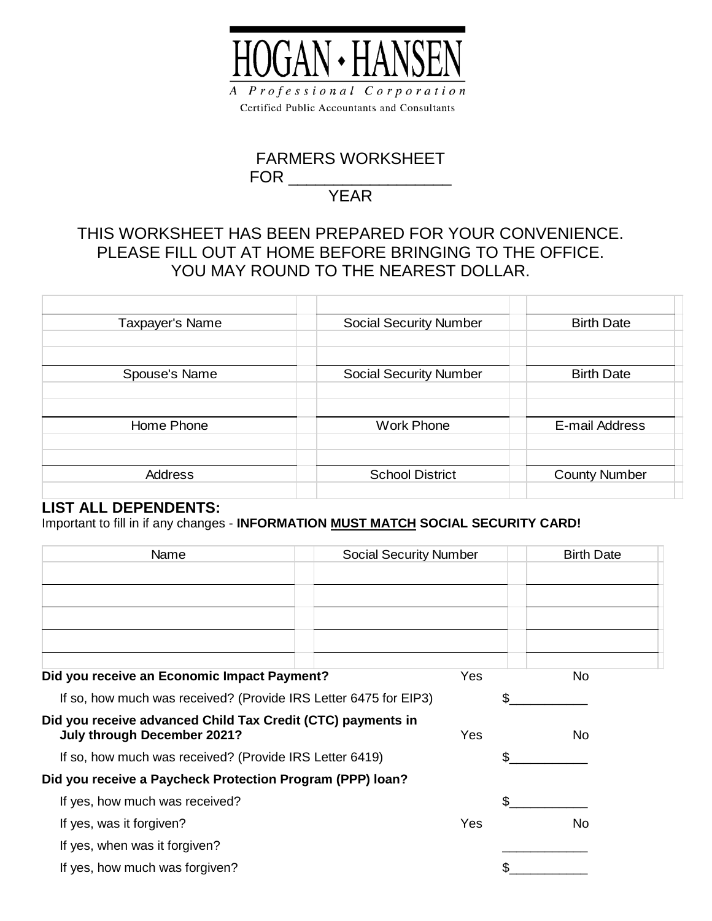# HOGAN • HANSEN

*A Professional Corporation*

Certified Public Accountants and Consultants

## FARMERS WORKSHEET
## FOR __________________ YEAR

THIS WORKSHEET HAS BEEN PREPARED FOR YOUR CONVENIENCE.
PLEASE FILL OUT AT HOME BEFORE BRINGING TO THE OFFICE.
YOU MAY ROUND TO THE NEAREST DOLLAR.

| | | |
|---|---|---|
| Taxpayer's Name | Social Security Number | Birth Date |
| | | |
| Spouse's Name | Social Security Number | Birth Date |
| | | |
| Home Phone | Work Phone | E-mail Address |
| | | |
| Address | School District | County Number |

**LIST ALL DEPENDENTS:**

Important to fill in if any changes - **INFORMATION MUST MATCH SOCIAL SECURITY CARD!**

| Name | Social Security Number | Birth Date |
|---|---|---|
| | | |
| | | |
| | | |
| | | |

**Did you receive an Economic Impact Payment?** Yes No

If so, how much was received? (Provide IRS Letter 6475 for EIP3) $___________

**Did you receive advanced Child Tax Credit (CTC) payments in July through December 2021?** Yes No

If so, how much was received? (Provide IRS Letter 6419) $___________

**Did you receive a Paycheck Protection Program (PPP) loan?**

If yes, how much was received? $___________

If yes, was it forgiven? Yes No

If yes, when was it forgiven? ____________

If yes, how much was forgiven? $___________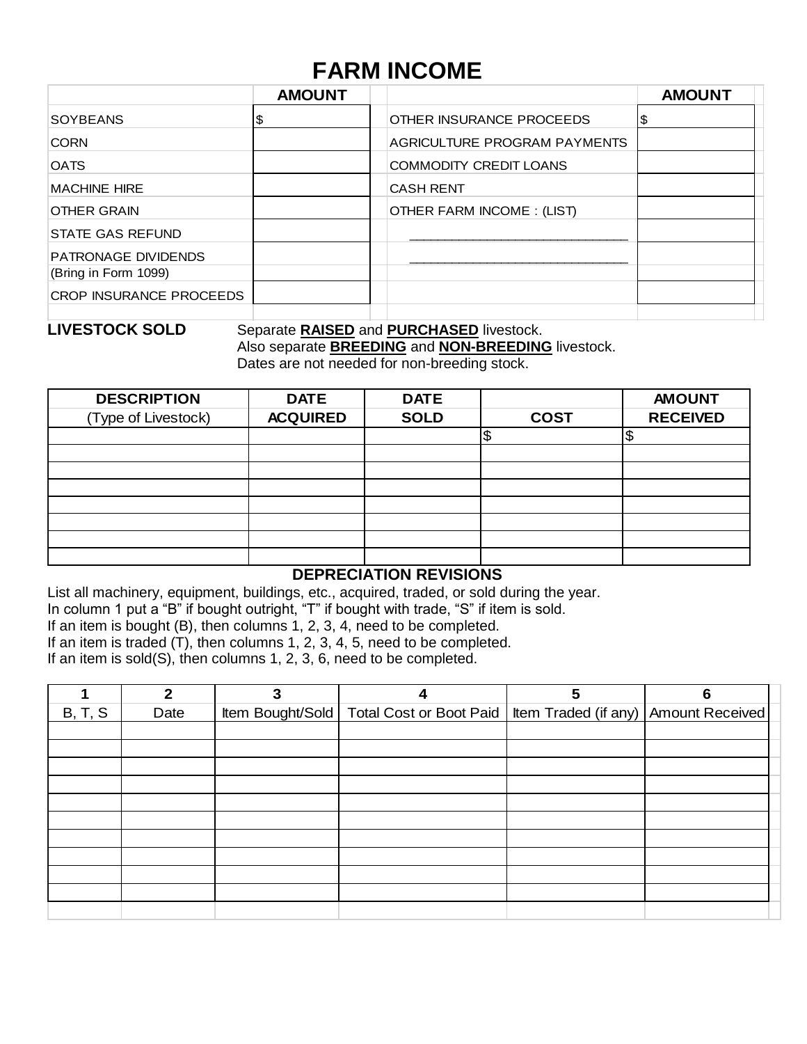# FARM INCOME

| | AMOUNT | | AMOUNT |
|---|---|---|---|
| SOYBEANS | $ | OTHER INSURANCE PROCEEDS | $ |
| CORN | | AGRICULTURE PROGRAM PAYMENTS | |
| OATS | | COMMODITY CREDIT LOANS | |
| MACHINE HIRE | | CASH RENT | |
| OTHER GRAIN | | OTHER FARM INCOME : (LIST) | |
| STATE GAS REFUND | | ___________________________ | |
| PATRONAGE DIVIDENDS (Bring in Form 1099) | | ___________________________ | |
| CROP INSURANCE PROCEEDS | | | |

**LIVESTOCK SOLD**

Separate **RAISED** and **PURCHASED** livestock.
Also separate **BREEDING** and **NON-BREEDING** livestock.
Dates are not needed for non-breeding stock.

| DESCRIPTION (Type of Livestock) | DATE ACQUIRED | DATE SOLD | COST | AMOUNT RECEIVED |
|---|---|---|---|---|
| | | | $ | $ |
| | | | | |
| | | | | |
| | | | | |
| | | | | |
| | | | | |
| | | | | |
| | | | | |

**DEPRECIATION REVISIONS**

List all machinery, equipment, buildings, etc., acquired, traded, or sold during the year.
In column 1 put a "B" if bought outright, "T" if bought with trade, "S" if item is sold.
If an item is bought (B), then columns 1, 2, 3, 4, need to be completed.
If an item is traded (T), then columns 1, 2, 3, 4, 5, need to be completed.
If an item is sold(S), then columns 1, 2, 3, 6, need to be completed.

| 1 | 2 | 3 | 4 | 5 | 6 |
|---|---|---|---|---|---|
| B, T, S | Date | Item Bought/Sold | Total Cost or Boot Paid | Item Traded (if any) | Amount Received |
| | | | | | |
| | | | | | |
| | | | | | |
| | | | | | |
| | | | | | |
| | | | | | |
| | | | | | |
| | | | | | |
| | | | | | |
| | | | | | |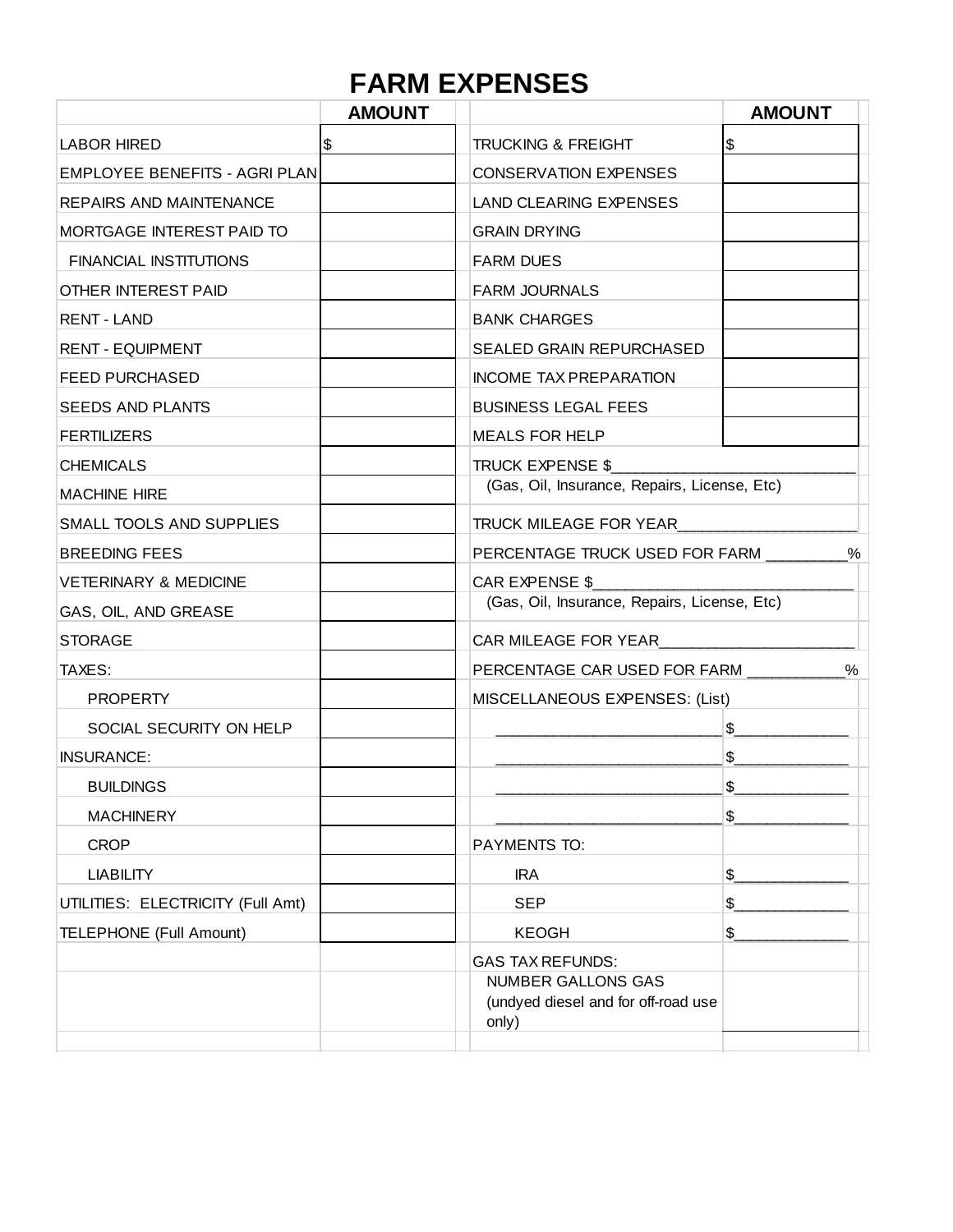# FARM EXPENSES

| | AMOUNT | | AMOUNT |
|---|---|---|---|
| LABOR HIRED | $ | TRUCKING & FREIGHT | $ |
| EMPLOYEE BENEFITS - AGRI PLAN | | CONSERVATION EXPENSES | |
| REPAIRS AND MAINTENANCE | | LAND CLEARING EXPENSES | |
| MORTGAGE INTEREST PAID TO | | GRAIN DRYING | |
| FINANCIAL INSTITUTIONS | | FARM DUES | |
| OTHER INTEREST PAID | | FARM JOURNALS | |
| RENT - LAND | | BANK CHARGES | |
| RENT - EQUIPMENT | | SEALED GRAIN REPURCHASED | |
| FEED PURCHASED | | INCOME TAX PREPARATION | |
| SEEDS AND PLANTS | | BUSINESS LEGAL FEES | |
| FERTILIZERS | | MEALS FOR HELP | |
| CHEMICALS | | TRUCK EXPENSE $____________________________ | |
| MACHINE HIRE | | (Gas, Oil, Insurance, Repairs, License, Etc) | |
| SMALL TOOLS AND SUPPLIES | | TRUCK MILEAGE FOR YEAR____________________ | |
| BREEDING FEES | | PERCENTAGE TRUCK USED FOR FARM _________% | |
| VETERINARY & MEDICINE | | CAR EXPENSE $______________________________ | |
| GAS, OIL, AND GREASE | | (Gas, Oil, Insurance, Repairs, License, Etc) | |
| STORAGE | | CAR MILEAGE FOR YEAR______________________ | |
| TAXES: | | PERCENTAGE CAR USED FOR FARM ___________% | |
| PROPERTY | | MISCELLANEOUS EXPENSES: (List) | |
| SOCIAL SECURITY ON HELP | | __________________________ | $_____________ |
| INSURANCE: | | __________________________ | $_____________ |
| BUILDINGS | | __________________________ | $_____________ |
| MACHINERY | | __________________________ | $_____________ |
| CROP | | PAYMENTS TO: | |
| LIABILITY | | IRA | $_____________ |
| UTILITIES: ELECTRICITY (Full Amt) | | SEP | $_____________ |
| TELEPHONE (Full Amount) | | KEOGH | $_____________ |
| | | GAS TAX REFUNDS: | |
| | | NUMBER GALLONS GAS (undyed diesel and for off-road use only) | |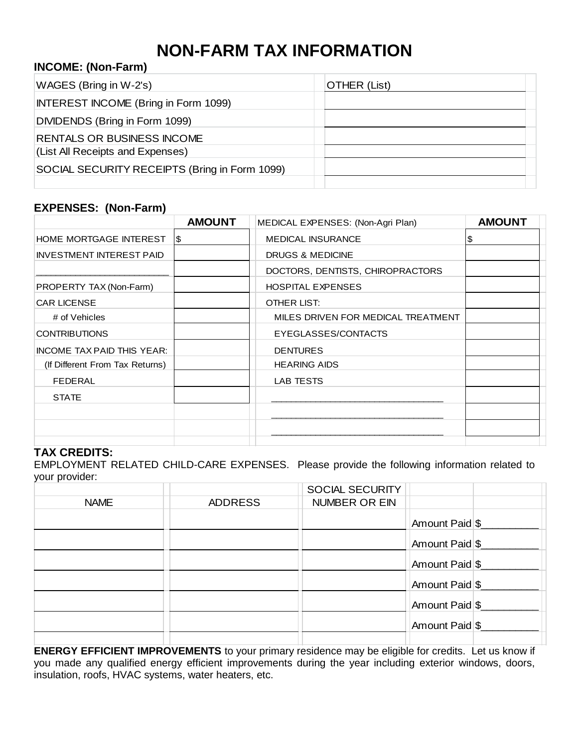# NON-FARM TAX INFORMATION

## INCOME: (Non-Farm)

| | |
|---|---|
| WAGES (Bring in W-2's) | OTHER (List) |
| INTEREST INCOME (Bring in Form 1099) | |
| DIVIDENDS (Bring in Form 1099) | |
| RENTALS OR BUSINESS INCOME (List All Receipts and Expenses) | |
| SOCIAL SECURITY RECEIPTS (Bring in Form 1099) | |

## EXPENSES: (Non-Farm)

| | AMOUNT | MEDICAL EXPENSES: (Non-Agri Plan) | AMOUNT |
|---|---|---|---|
| HOME MORTGAGE INTEREST | $ | MEDICAL INSURANCE | $ |
| INVESTMENT INTEREST PAID | | DRUGS & MEDICINE | |
| ________________________ | | DOCTORS, DENTISTS, CHIROPRACTORS | |
| PROPERTY TAX (Non-Farm) | | HOSPITAL EXPENSES | |
| CAR LICENSE | | OTHER LIST: | |
| # of Vehicles | | MILES DRIVEN FOR MEDICAL TREATMENT | |
| CONTRIBUTIONS | | EYEGLASSES/CONTACTS | |
| INCOME TAX PAID THIS YEAR: | | DENTURES | |
| (If Different From Tax Returns) | | HEARING AIDS | |
| FEDERAL | | LAB TESTS | |
| STATE | | ________________________________ | |
| | | ________________________________ | |
| | | ________________________________ | |

## TAX CREDITS:

EMPLOYMENT RELATED CHILD-CARE EXPENSES. Please provide the following information related to your provider:

| NAME | ADDRESS | SOCIAL SECURITY NUMBER OR EIN | |
|---|---|---|---|
| | | | Amount Paid $__________ |
| | | | Amount Paid $__________ |
| | | | Amount Paid $__________ |
| | | | Amount Paid $__________ |
| | | | Amount Paid $__________ |
| | | | Amount Paid $__________ |

**ENERGY EFFICIENT IMPROVEMENTS** to your primary residence may be eligible for credits. Let us know if you made any qualified energy efficient improvements during the year including exterior windows, doors, insulation, roofs, HVAC systems, water heaters, etc.